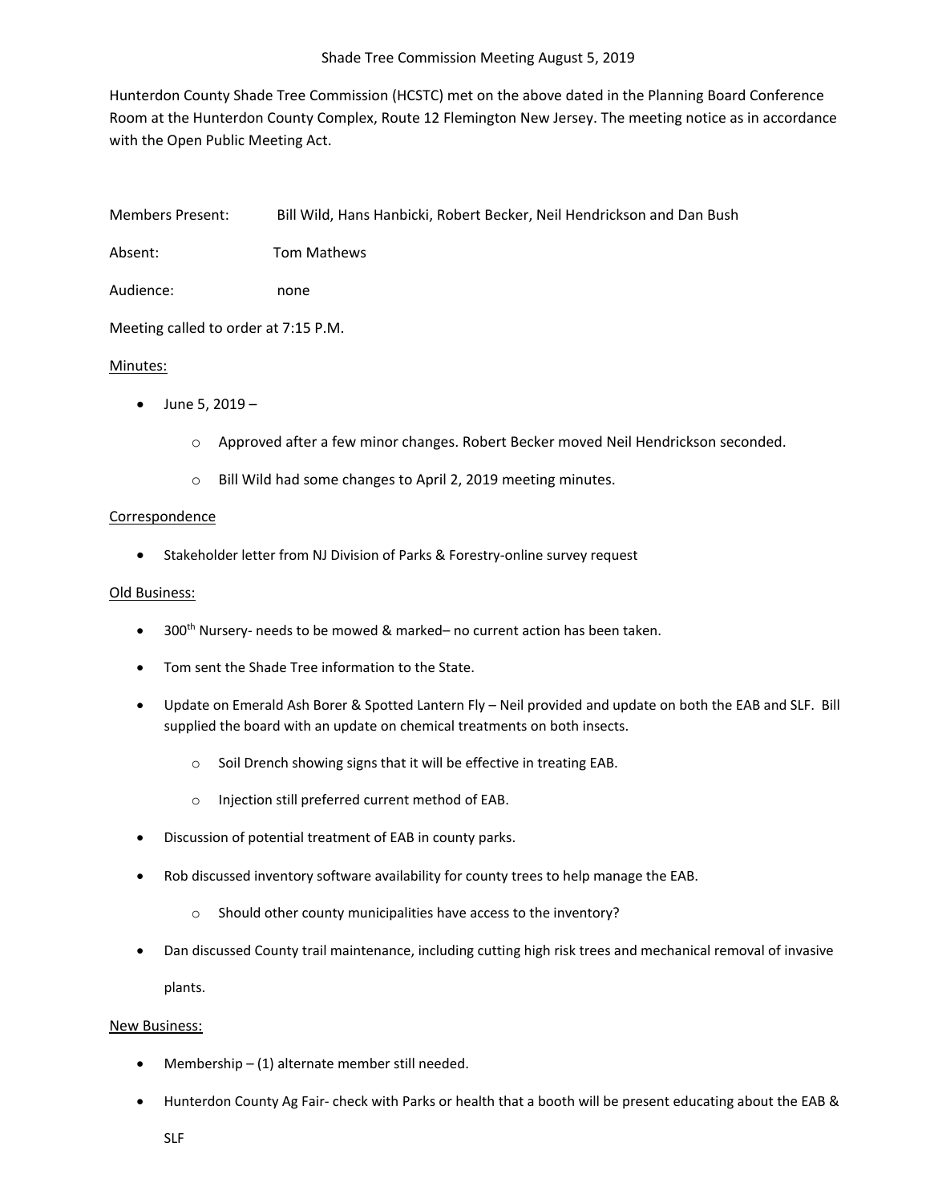# Shade Tree Commission Meeting August 5, 2019

Hunterdon County Shade Tree Commission (HCSTC) met on the above dated in the Planning Board Conference Room at the Hunterdon County Complex, Route 12 Flemington New Jersey. The meeting notice as in accordance with the Open Public Meeting Act.

Members Present: Bill Wild, Hans Hanbicki, Robert Becker, Neil Hendrickson and Dan Bush

Absent: Tom Mathews

Audience: none

Meeting called to order at 7:15 P.M.

<u>Minutes:</u>

- June 5, 2019 –
    - Approved after a few minor changes. Robert Becker moved Neil Hendrickson seconded.
    - Bill Wild had some changes to April 2, 2019 meeting minutes.

<u>Correspondence</u>

- Stakeholder letter from NJ Division of Parks & Forestry-online survey request

<u>Old Business:</u>

- 300th Nursery- needs to be mowed & marked– no current action has been taken.
- Tom sent the Shade Tree information to the State.
- Update on Emerald Ash Borer & Spotted Lantern Fly – Neil provided and update on both the EAB and SLF. Bill supplied the board with an update on chemical treatments on both insects.
    - Soil Drench showing signs that it will be effective in treating EAB.
    - Injection still preferred current method of EAB.
- Discussion of potential treatment of EAB in county parks.
- Rob discussed inventory software availability for county trees to help manage the EAB.
    - Should other county municipalities have access to the inventory?
- Dan discussed County trail maintenance, including cutting high risk trees and mechanical removal of invasive plants.

<u>New Business:</u>

- Membership – (1) alternate member still needed.
- Hunterdon County Ag Fair- check with Parks or health that a booth will be present educating about the EAB & SLF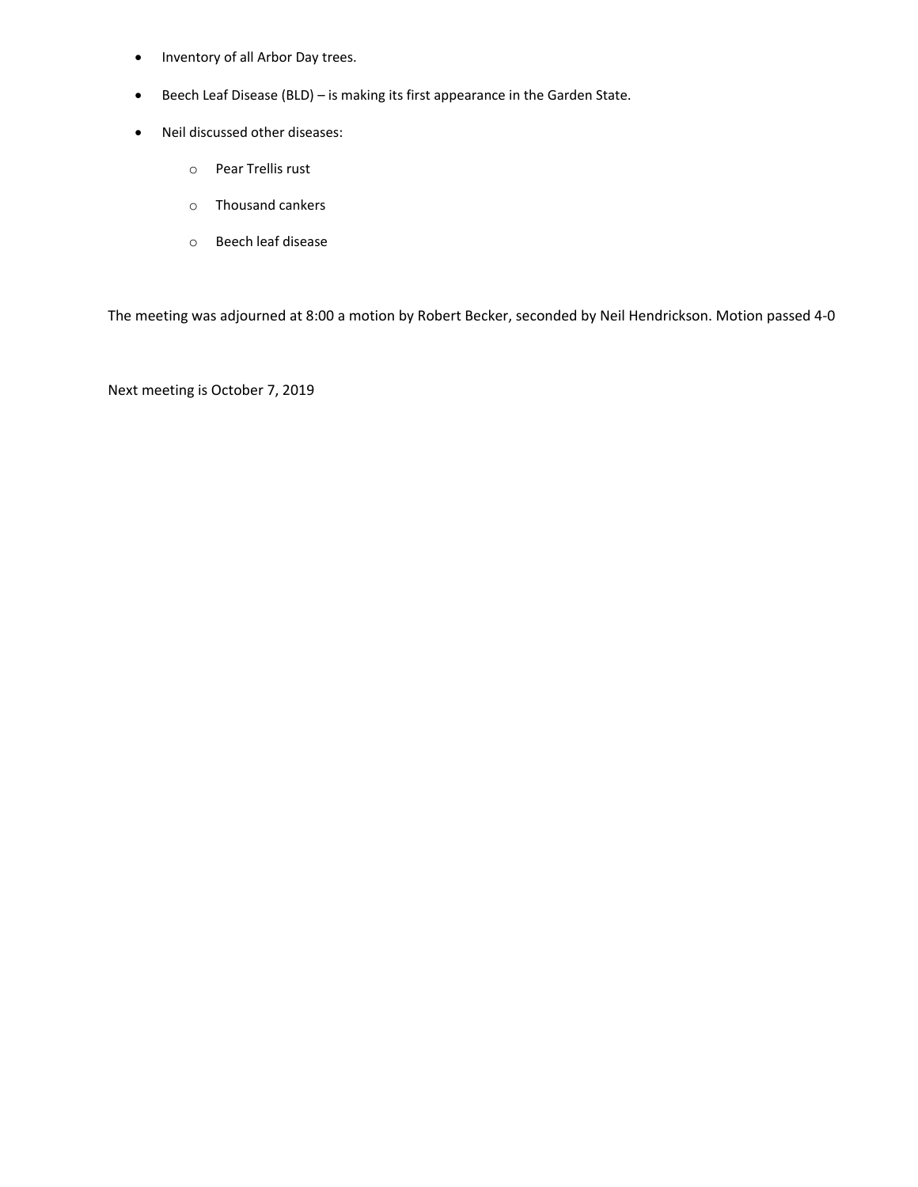- Inventory of all Arbor Day trees.
- Beech Leaf Disease (BLD) – is making its first appearance in the Garden State.
- Neil discussed other diseases:
    - Pear Trellis rust
    - Thousand cankers
    - Beech leaf disease

The meeting was adjourned at 8:00 a motion by Robert Becker, seconded by Neil Hendrickson. Motion passed 4-0

Next meeting is October 7, 2019